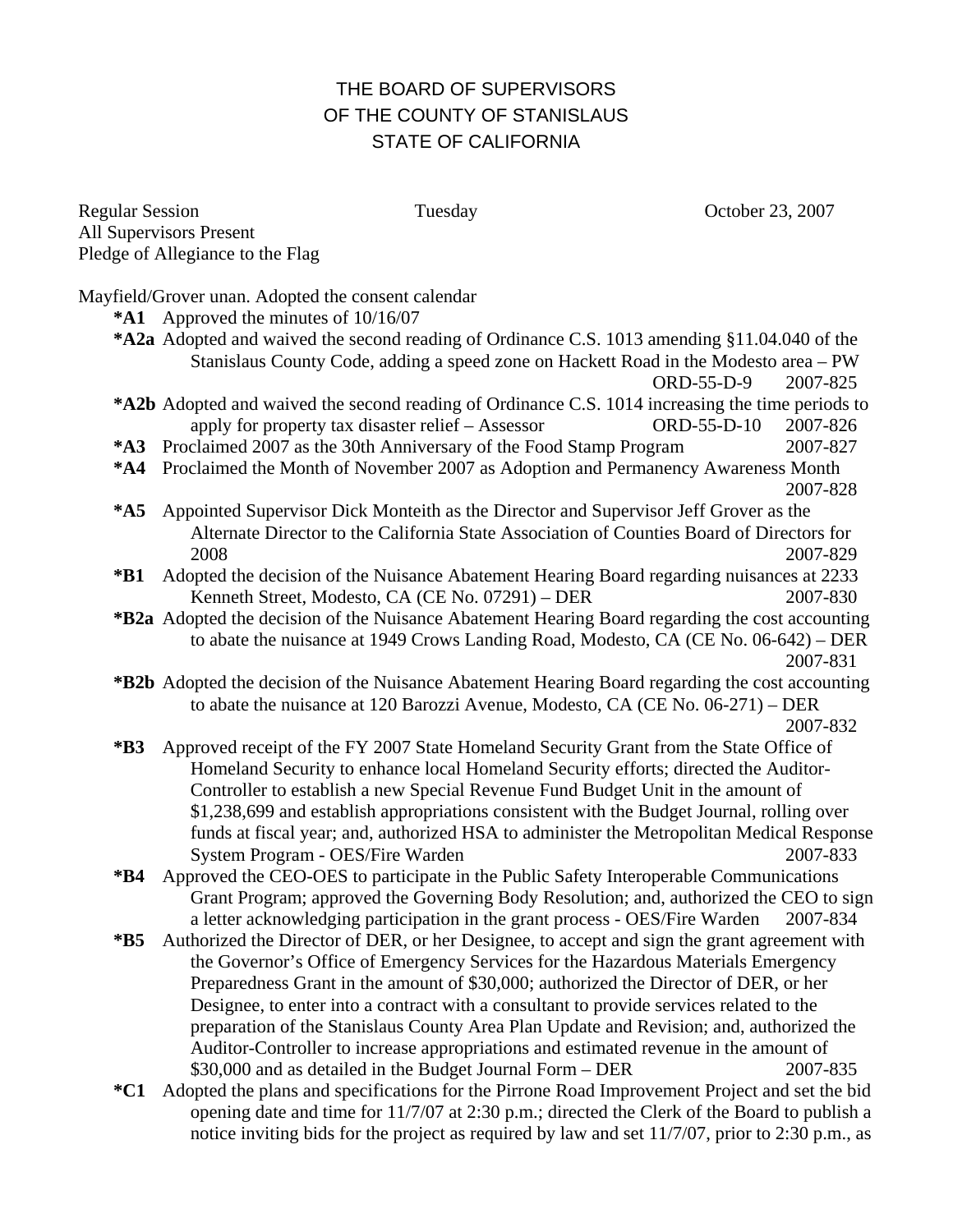# THE BOARD OF SUPERVISORS
# OF THE COUNTY OF STANISLAUS
# STATE OF CALIFORNIA

Regular Session Tuesday October 23, 2007
All Supervisors Present
Pledge of Allegiance to the Flag

Mayfield/Grover unan. Adopted the consent calendar

- ***A1** Approved the minutes of 10/16/07
- ***A2a** Adopted and waived the second reading of Ordinance C.S. 1013 amending §11.04.040 of the Stanislaus County Code, adding a speed zone on Hackett Road in the Modesto area – PW ORD-55-D-9 2007-825
- ***A2b** Adopted and waived the second reading of Ordinance C.S. 1014 increasing the time periods to apply for property tax disaster relief – Assessor ORD-55-D-10 2007-826
- ***A3** Proclaimed 2007 as the 30th Anniversary of the Food Stamp Program 2007-827
- ***A4** Proclaimed the Month of November 2007 as Adoption and Permanency Awareness Month 2007-828
- ***A5** Appointed Supervisor Dick Monteith as the Director and Supervisor Jeff Grover as the Alternate Director to the California State Association of Counties Board of Directors for 2008 2007-829
- ***B1** Adopted the decision of the Nuisance Abatement Hearing Board regarding nuisances at 2233 Kenneth Street, Modesto, CA (CE No. 07291) – DER 2007-830
- ***B2a** Adopted the decision of the Nuisance Abatement Hearing Board regarding the cost accounting to abate the nuisance at 1949 Crows Landing Road, Modesto, CA (CE No. 06-642) – DER 2007-831
- ***B2b** Adopted the decision of the Nuisance Abatement Hearing Board regarding the cost accounting to abate the nuisance at 120 Barozzi Avenue, Modesto, CA (CE No. 06-271) – DER 2007-832
- ***B3** Approved receipt of the FY 2007 State Homeland Security Grant from the State Office of Homeland Security to enhance local Homeland Security efforts; directed the Auditor-Controller to establish a new Special Revenue Fund Budget Unit in the amount of $1,238,699 and establish appropriations consistent with the Budget Journal, rolling over funds at fiscal year; and, authorized HSA to administer the Metropolitan Medical Response System Program - OES/Fire Warden 2007-833
- ***B4** Approved the CEO-OES to participate in the Public Safety Interoperable Communications Grant Program; approved the Governing Body Resolution; and, authorized the CEO to sign a letter acknowledging participation in the grant process - OES/Fire Warden 2007-834
- ***B5** Authorized the Director of DER, or her Designee, to accept and sign the grant agreement with the Governor's Office of Emergency Services for the Hazardous Materials Emergency Preparedness Grant in the amount of $30,000; authorized the Director of DER, or her Designee, to enter into a contract with a consultant to provide services related to the preparation of the Stanislaus County Area Plan Update and Revision; and, authorized the Auditor-Controller to increase appropriations and estimated revenue in the amount of $30,000 and as detailed in the Budget Journal Form – DER 2007-835
- ***C1** Adopted the plans and specifications for the Pirrone Road Improvement Project and set the bid opening date and time for 11/7/07 at 2:30 p.m.; directed the Clerk of the Board to publish a notice inviting bids for the project as required by law and set 11/7/07, prior to 2:30 p.m., as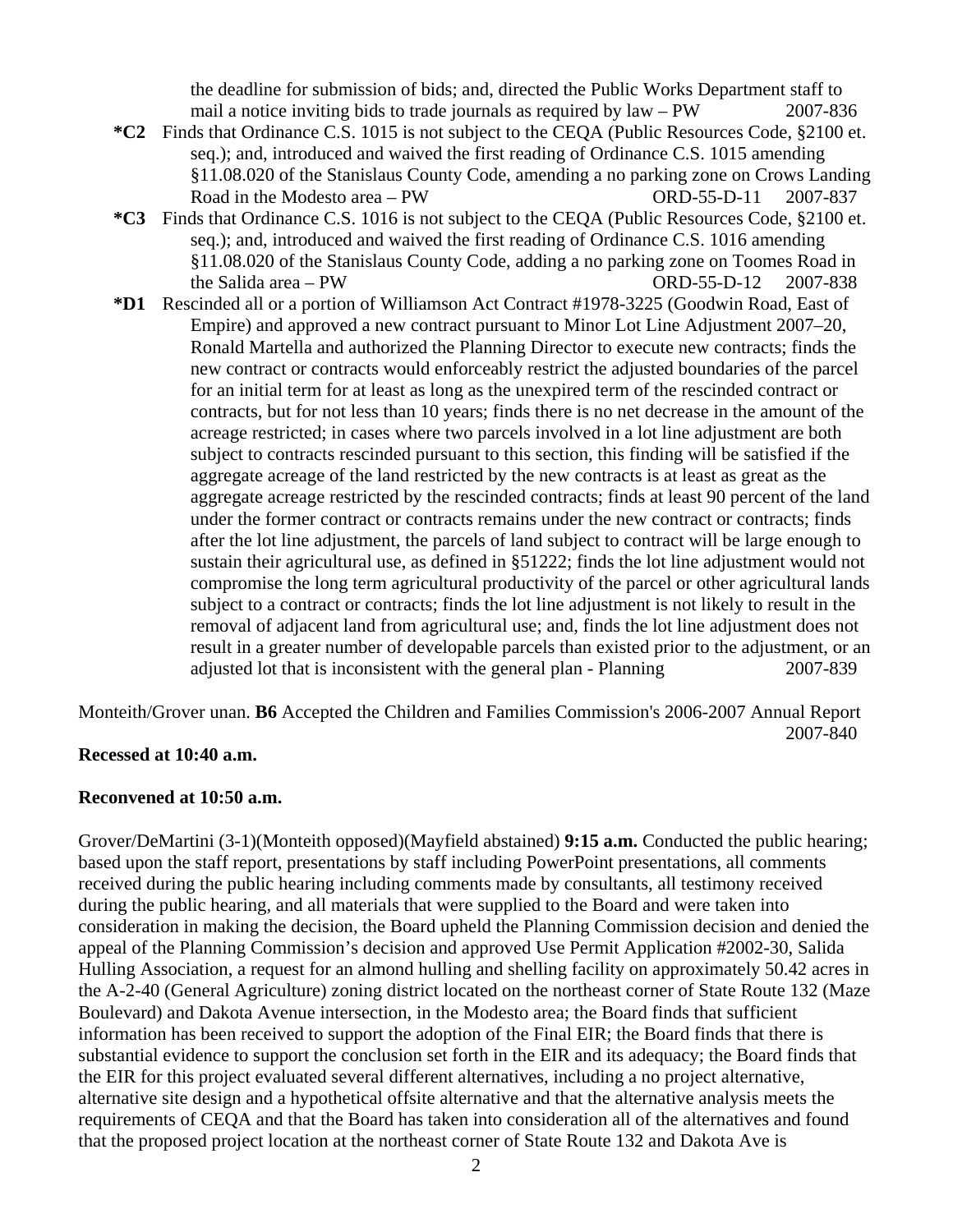the deadline for submission of bids; and, directed the Public Works Department staff to mail a notice inviting bids to trade journals as required by law – PW 2007-836

**\*C2** Finds that Ordinance C.S. 1015 is not subject to the CEQA (Public Resources Code, §2100 et. seq.); and, introduced and waived the first reading of Ordinance C.S. 1015 amending §11.08.020 of the Stanislaus County Code, amending a no parking zone on Crows Landing Road in the Modesto area – PW ORD-55-D-11 2007-837

**\*C3** Finds that Ordinance C.S. 1016 is not subject to the CEQA (Public Resources Code, §2100 et. seq.); and, introduced and waived the first reading of Ordinance C.S. 1016 amending §11.08.020 of the Stanislaus County Code, adding a no parking zone on Toomes Road in the Salida area – PW ORD-55-D-12 2007-838

**\*D1** Rescinded all or a portion of Williamson Act Contract #1978-3225 (Goodwin Road, East of Empire) and approved a new contract pursuant to Minor Lot Line Adjustment 2007–20, Ronald Martella and authorized the Planning Director to execute new contracts; finds the new contract or contracts would enforceably restrict the adjusted boundaries of the parcel for an initial term for at least as long as the unexpired term of the rescinded contract or contracts, but for not less than 10 years; finds there is no net decrease in the amount of the acreage restricted; in cases where two parcels involved in a lot line adjustment are both subject to contracts rescinded pursuant to this section, this finding will be satisfied if the aggregate acreage of the land restricted by the new contracts is at least as great as the aggregate acreage restricted by the rescinded contracts; finds at least 90 percent of the land under the former contract or contracts remains under the new contract or contracts; finds after the lot line adjustment, the parcels of land subject to contract will be large enough to sustain their agricultural use, as defined in §51222; finds the lot line adjustment would not compromise the long term agricultural productivity of the parcel or other agricultural lands subject to a contract or contracts; finds the lot line adjustment is not likely to result in the removal of adjacent land from agricultural use; and, finds the lot line adjustment does not result in a greater number of developable parcels than existed prior to the adjustment, or an adjusted lot that is inconsistent with the general plan - Planning 2007-839

Monteith/Grover unan. **B6** Accepted the Children and Families Commission's 2006-2007 Annual Report 2007-840

**Recessed at 10:40 a.m.**

**Reconvened at 10:50 a.m.**

Grover/DeMartini (3-1)(Monteith opposed)(Mayfield abstained) **9:15 a.m.** Conducted the public hearing; based upon the staff report, presentations by staff including PowerPoint presentations, all comments received during the public hearing including comments made by consultants, all testimony received during the public hearing, and all materials that were supplied to the Board and were taken into consideration in making the decision, the Board upheld the Planning Commission decision and denied the appeal of the Planning Commission's decision and approved Use Permit Application #2002-30, Salida Hulling Association, a request for an almond hulling and shelling facility on approximately 50.42 acres in the A-2-40 (General Agriculture) zoning district located on the northeast corner of State Route 132 (Maze Boulevard) and Dakota Avenue intersection, in the Modesto area; the Board finds that sufficient information has been received to support the adoption of the Final EIR; the Board finds that there is substantial evidence to support the conclusion set forth in the EIR and its adequacy; the Board finds that the EIR for this project evaluated several different alternatives, including a no project alternative, alternative site design and a hypothetical offsite alternative and that the alternative analysis meets the requirements of CEQA and that the Board has taken into consideration all of the alternatives and found that the proposed project location at the northeast corner of State Route 132 and Dakota Ave is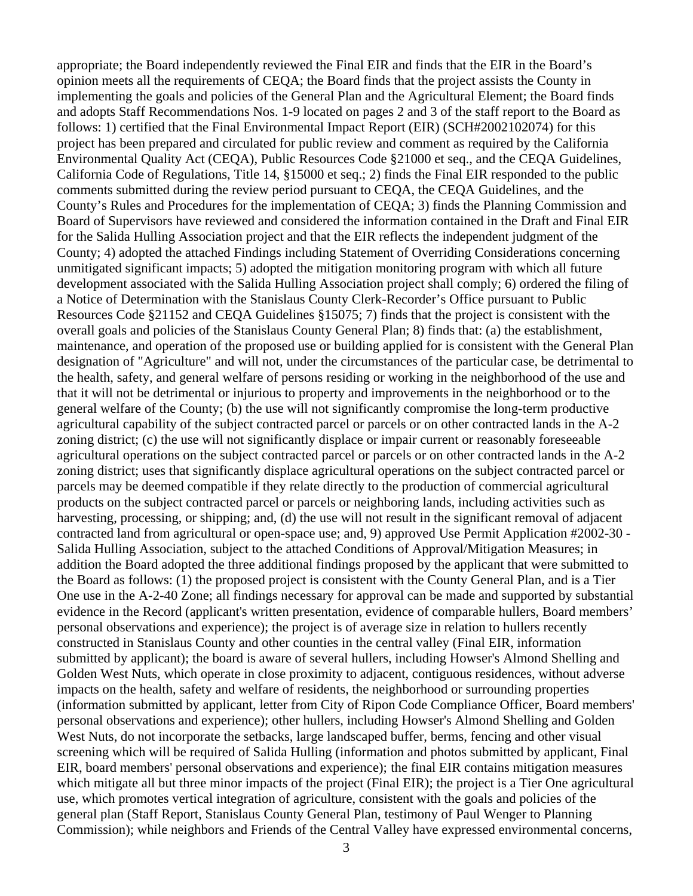appropriate; the Board independently reviewed the Final EIR and finds that the EIR in the Board's opinion meets all the requirements of CEQA; the Board finds that the project assists the County in implementing the goals and policies of the General Plan and the Agricultural Element; the Board finds and adopts Staff Recommendations Nos. 1-9 located on pages 2 and 3 of the staff report to the Board as follows: 1) certified that the Final Environmental Impact Report (EIR) (SCH#2002102074) for this project has been prepared and circulated for public review and comment as required by the California Environmental Quality Act (CEQA), Public Resources Code §21000 et seq., and the CEQA Guidelines, California Code of Regulations, Title 14, §15000 et seq.; 2) finds the Final EIR responded to the public comments submitted during the review period pursuant to CEQA, the CEQA Guidelines, and the County's Rules and Procedures for the implementation of CEQA; 3) finds the Planning Commission and Board of Supervisors have reviewed and considered the information contained in the Draft and Final EIR for the Salida Hulling Association project and that the EIR reflects the independent judgment of the County; 4) adopted the attached Findings including Statement of Overriding Considerations concerning unmitigated significant impacts; 5) adopted the mitigation monitoring program with which all future development associated with the Salida Hulling Association project shall comply; 6) ordered the filing of a Notice of Determination with the Stanislaus County Clerk-Recorder's Office pursuant to Public Resources Code §21152 and CEQA Guidelines §15075; 7) finds that the project is consistent with the overall goals and policies of the Stanislaus County General Plan; 8) finds that: (a) the establishment, maintenance, and operation of the proposed use or building applied for is consistent with the General Plan designation of "Agriculture" and will not, under the circumstances of the particular case, be detrimental to the health, safety, and general welfare of persons residing or working in the neighborhood of the use and that it will not be detrimental or injurious to property and improvements in the neighborhood or to the general welfare of the County; (b) the use will not significantly compromise the long-term productive agricultural capability of the subject contracted parcel or parcels or on other contracted lands in the A-2 zoning district; (c) the use will not significantly displace or impair current or reasonably foreseeable agricultural operations on the subject contracted parcel or parcels or on other contracted lands in the A-2 zoning district; uses that significantly displace agricultural operations on the subject contracted parcel or parcels may be deemed compatible if they relate directly to the production of commercial agricultural products on the subject contracted parcel or parcels or neighboring lands, including activities such as harvesting, processing, or shipping; and, (d) the use will not result in the significant removal of adjacent contracted land from agricultural or open-space use; and, 9) approved Use Permit Application #2002-30 - Salida Hulling Association, subject to the attached Conditions of Approval/Mitigation Measures; in addition the Board adopted the three additional findings proposed by the applicant that were submitted to the Board as follows: (1) the proposed project is consistent with the County General Plan, and is a Tier One use in the A-2-40 Zone; all findings necessary for approval can be made and supported by substantial evidence in the Record (applicant's written presentation, evidence of comparable hullers, Board members' personal observations and experience); the project is of average size in relation to hullers recently constructed in Stanislaus County and other counties in the central valley (Final EIR, information submitted by applicant); the board is aware of several hullers, including Howser's Almond Shelling and Golden West Nuts, which operate in close proximity to adjacent, contiguous residences, without adverse impacts on the health, safety and welfare of residents, the neighborhood or surrounding properties (information submitted by applicant, letter from City of Ripon Code Compliance Officer, Board members' personal observations and experience); other hullers, including Howser's Almond Shelling and Golden West Nuts, do not incorporate the setbacks, large landscaped buffer, berms, fencing and other visual screening which will be required of Salida Hulling (information and photos submitted by applicant, Final EIR, board members' personal observations and experience); the final EIR contains mitigation measures which mitigate all but three minor impacts of the project (Final EIR); the project is a Tier One agricultural use, which promotes vertical integration of agriculture, consistent with the goals and policies of the general plan (Staff Report, Stanislaus County General Plan, testimony of Paul Wenger to Planning Commission); while neighbors and Friends of the Central Valley have expressed environmental concerns,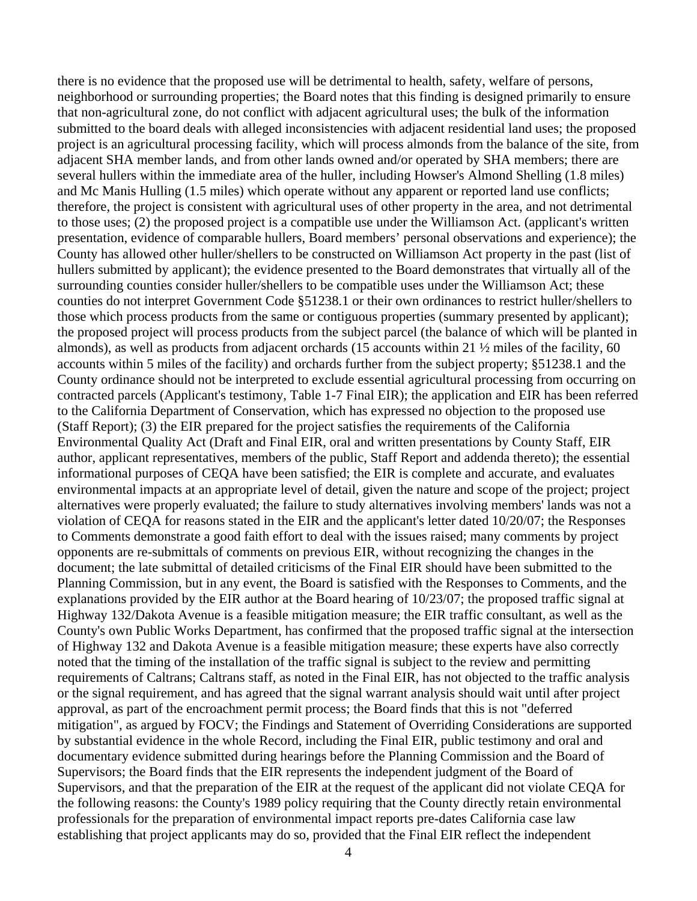there is no evidence that the proposed use will be detrimental to health, safety, welfare of persons, neighborhood or surrounding properties; the Board notes that this finding is designed primarily to ensure that non-agricultural zone, do not conflict with adjacent agricultural uses; the bulk of the information submitted to the board deals with alleged inconsistencies with adjacent residential land uses; the proposed project is an agricultural processing facility, which will process almonds from the balance of the site, from adjacent SHA member lands, and from other lands owned and/or operated by SHA members; there are several hullers within the immediate area of the huller, including Howser's Almond Shelling (1.8 miles) and Mc Manis Hulling (1.5 miles) which operate without any apparent or reported land use conflicts; therefore, the project is consistent with agricultural uses of other property in the area, and not detrimental to those uses; (2) the proposed project is a compatible use under the Williamson Act. (applicant's written presentation, evidence of comparable hullers, Board members' personal observations and experience); the County has allowed other huller/shellers to be constructed on Williamson Act property in the past (list of hullers submitted by applicant); the evidence presented to the Board demonstrates that virtually all of the surrounding counties consider huller/shellers to be compatible uses under the Williamson Act; these counties do not interpret Government Code §51238.1 or their own ordinances to restrict huller/shellers to those which process products from the same or contiguous properties (summary presented by applicant); the proposed project will process products from the subject parcel (the balance of which will be planted in almonds), as well as products from adjacent orchards (15 accounts within 21 ½ miles of the facility, 60 accounts within 5 miles of the facility) and orchards further from the subject property; §51238.1 and the County ordinance should not be interpreted to exclude essential agricultural processing from occurring on contracted parcels (Applicant's testimony, Table 1-7 Final EIR); the application and EIR has been referred to the California Department of Conservation, which has expressed no objection to the proposed use (Staff Report); (3) the EIR prepared for the project satisfies the requirements of the California Environmental Quality Act (Draft and Final EIR, oral and written presentations by County Staff, EIR author, applicant representatives, members of the public, Staff Report and addenda thereto); the essential informational purposes of CEQA have been satisfied; the EIR is complete and accurate, and evaluates environmental impacts at an appropriate level of detail, given the nature and scope of the project; project alternatives were properly evaluated; the failure to study alternatives involving members' lands was not a violation of CEQA for reasons stated in the EIR and the applicant's letter dated 10/20/07; the Responses to Comments demonstrate a good faith effort to deal with the issues raised; many comments by project opponents are re-submittals of comments on previous EIR, without recognizing the changes in the document; the late submittal of detailed criticisms of the Final EIR should have been submitted to the Planning Commission, but in any event, the Board is satisfied with the Responses to Comments, and the explanations provided by the EIR author at the Board hearing of 10/23/07; the proposed traffic signal at Highway 132/Dakota Avenue is a feasible mitigation measure; the EIR traffic consultant, as well as the County's own Public Works Department, has confirmed that the proposed traffic signal at the intersection of Highway 132 and Dakota Avenue is a feasible mitigation measure; these experts have also correctly noted that the timing of the installation of the traffic signal is subject to the review and permitting requirements of Caltrans; Caltrans staff, as noted in the Final EIR, has not objected to the traffic analysis or the signal requirement, and has agreed that the signal warrant analysis should wait until after project approval, as part of the encroachment permit process; the Board finds that this is not "deferred mitigation", as argued by FOCV; the Findings and Statement of Overriding Considerations are supported by substantial evidence in the whole Record, including the Final EIR, public testimony and oral and documentary evidence submitted during hearings before the Planning Commission and the Board of Supervisors; the Board finds that the EIR represents the independent judgment of the Board of Supervisors, and that the preparation of the EIR at the request of the applicant did not violate CEQA for the following reasons: the County's 1989 policy requiring that the County directly retain environmental professionals for the preparation of environmental impact reports pre-dates California case law establishing that project applicants may do so, provided that the Final EIR reflect the independent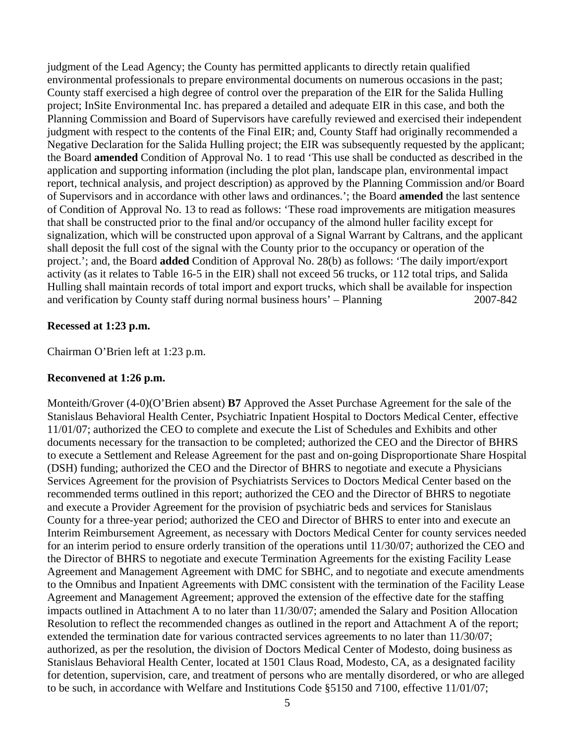judgment of the Lead Agency; the County has permitted applicants to directly retain qualified environmental professionals to prepare environmental documents on numerous occasions in the past; County staff exercised a high degree of control over the preparation of the EIR for the Salida Hulling project; InSite Environmental Inc. has prepared a detailed and adequate EIR in this case, and both the Planning Commission and Board of Supervisors have carefully reviewed and exercised their independent judgment with respect to the contents of the Final EIR; and, County Staff had originally recommended a Negative Declaration for the Salida Hulling project; the EIR was subsequently requested by the applicant; the Board **amended** Condition of Approval No. 1 to read 'This use shall be conducted as described in the application and supporting information (including the plot plan, landscape plan, environmental impact report, technical analysis, and project description) as approved by the Planning Commission and/or Board of Supervisors and in accordance with other laws and ordinances.'; the Board **amended** the last sentence of Condition of Approval No. 13 to read as follows: 'These road improvements are mitigation measures that shall be constructed prior to the final and/or occupancy of the almond huller facility except for signalization, which will be constructed upon approval of a Signal Warrant by Caltrans, and the applicant shall deposit the full cost of the signal with the County prior to the occupancy or operation of the project.'; and, the Board **added** Condition of Approval No. 28(b) as follows: 'The daily import/export activity (as it relates to Table 16-5 in the EIR) shall not exceed 56 trucks, or 112 total trips, and Salida Hulling shall maintain records of total import and export trucks, which shall be available for inspection and verification by County staff during normal business hours' – Planning 2007-842

**Recessed at 1:23 p.m.**

Chairman O'Brien left at 1:23 p.m.

**Reconvened at 1:26 p.m.**

Monteith/Grover (4-0)(O'Brien absent) **B7** Approved the Asset Purchase Agreement for the sale of the Stanislaus Behavioral Health Center, Psychiatric Inpatient Hospital to Doctors Medical Center, effective 11/01/07; authorized the CEO to complete and execute the List of Schedules and Exhibits and other documents necessary for the transaction to be completed; authorized the CEO and the Director of BHRS to execute a Settlement and Release Agreement for the past and on-going Disproportionate Share Hospital (DSH) funding; authorized the CEO and the Director of BHRS to negotiate and execute a Physicians Services Agreement for the provision of Psychiatrists Services to Doctors Medical Center based on the recommended terms outlined in this report; authorized the CEO and the Director of BHRS to negotiate and execute a Provider Agreement for the provision of psychiatric beds and services for Stanislaus County for a three-year period; authorized the CEO and Director of BHRS to enter into and execute an Interim Reimbursement Agreement, as necessary with Doctors Medical Center for county services needed for an interim period to ensure orderly transition of the operations until 11/30/07; authorized the CEO and the Director of BHRS to negotiate and execute Termination Agreements for the existing Facility Lease Agreement and Management Agreement with DMC for SBHC, and to negotiate and execute amendments to the Omnibus and Inpatient Agreements with DMC consistent with the termination of the Facility Lease Agreement and Management Agreement; approved the extension of the effective date for the staffing impacts outlined in Attachment A to no later than 11/30/07; amended the Salary and Position Allocation Resolution to reflect the recommended changes as outlined in the report and Attachment A of the report; extended the termination date for various contracted services agreements to no later than 11/30/07; authorized, as per the resolution, the division of Doctors Medical Center of Modesto, doing business as Stanislaus Behavioral Health Center, located at 1501 Claus Road, Modesto, CA, as a designated facility for detention, supervision, care, and treatment of persons who are mentally disordered, or who are alleged to be such, in accordance with Welfare and Institutions Code §5150 and 7100, effective 11/01/07;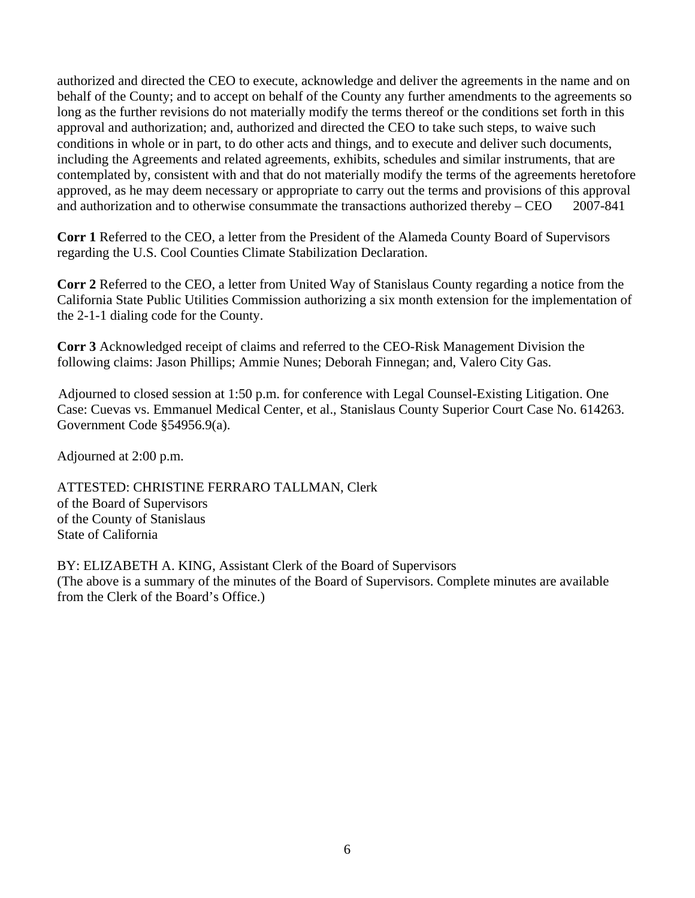authorized and directed the CEO to execute, acknowledge and deliver the agreements in the name and on behalf of the County; and to accept on behalf of the County any further amendments to the agreements so long as the further revisions do not materially modify the terms thereof or the conditions set forth in this approval and authorization; and, authorized and directed the CEO to take such steps, to waive such conditions in whole or in part, to do other acts and things, and to execute and deliver such documents, including the Agreements and related agreements, exhibits, schedules and similar instruments, that are contemplated by, consistent with and that do not materially modify the terms of the agreements heretofore approved, as he may deem necessary or appropriate to carry out the terms and provisions of this approval and authorization and to otherwise consummate the transactions authorized thereby – CEO 2007-841

**Corr 1** Referred to the CEO, a letter from the President of the Alameda County Board of Supervisors regarding the U.S. Cool Counties Climate Stabilization Declaration.

**Corr 2** Referred to the CEO, a letter from United Way of Stanislaus County regarding a notice from the California State Public Utilities Commission authorizing a six month extension for the implementation of the 2-1-1 dialing code for the County.

**Corr 3** Acknowledged receipt of claims and referred to the CEO-Risk Management Division the following claims: Jason Phillips; Ammie Nunes; Deborah Finnegan; and, Valero City Gas.

Adjourned to closed session at 1:50 p.m. for conference with Legal Counsel-Existing Litigation. One Case: Cuevas vs. Emmanuel Medical Center, et al., Stanislaus County Superior Court Case No. 614263. Government Code §54956.9(a).

Adjourned at 2:00 p.m.

ATTESTED: CHRISTINE FERRARO TALLMAN, Clerk
of the Board of Supervisors
of the County of Stanislaus
State of California

BY: ELIZABETH A. KING, Assistant Clerk of the Board of Supervisors
(The above is a summary of the minutes of the Board of Supervisors. Complete minutes are available from the Clerk of the Board's Office.)